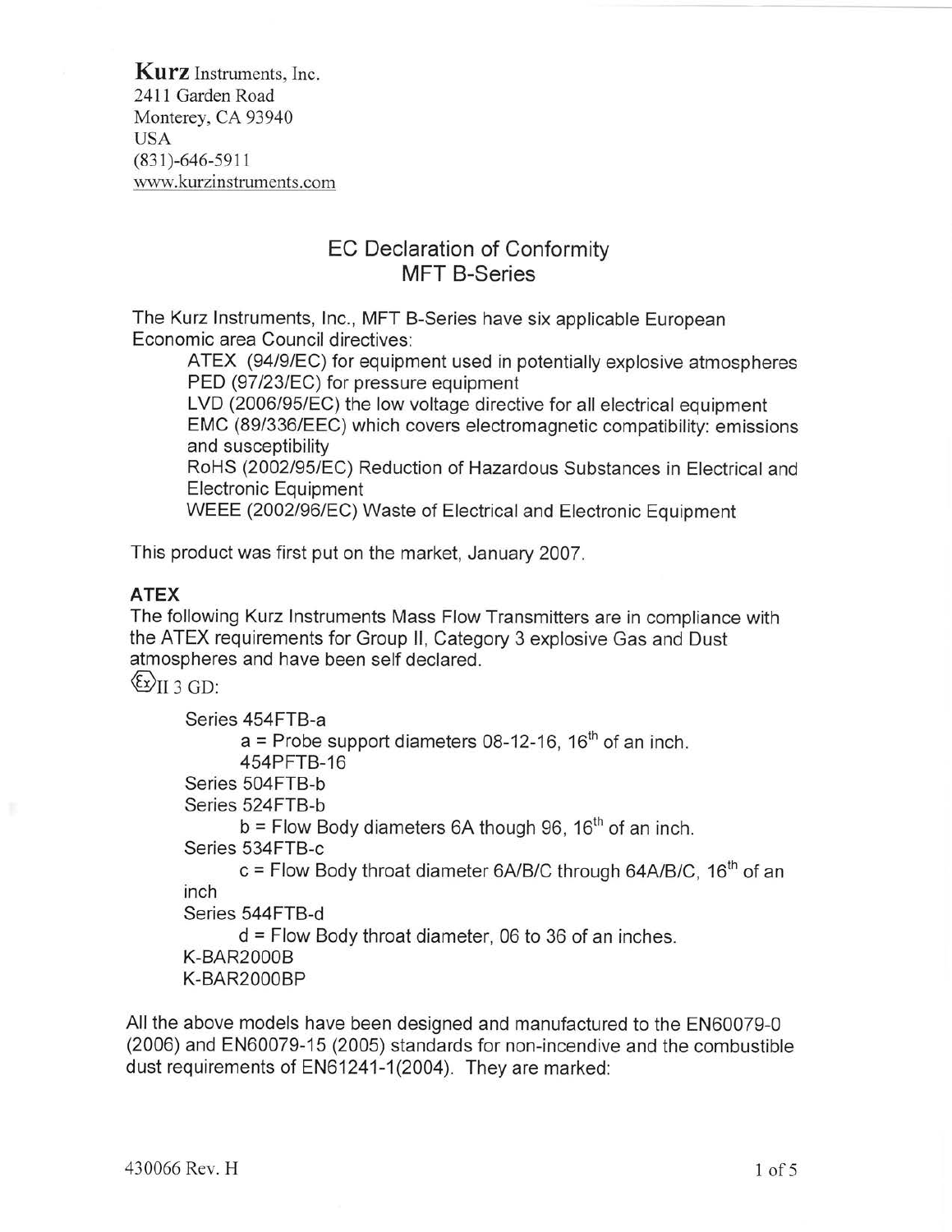**Kurz** Instruments, Inc.
2411 Garden Road
Monterey, CA 93940
USA
(831)-646-5911
www.kurzinstruments.com

# EC Declaration of Conformity
## MFT B-Series

The Kurz Instruments, Inc., MFT B-Series have six applicable European Economic area Council directives:

- ATEX (94/9/EC) for equipment used in potentially explosive atmospheres
- PED (97/23/EC) for pressure equipment
- LVD (2006/95/EC) the low voltage directive for all electrical equipment
- EMC (89/336/EEC) which covers electromagnetic compatibility: emissions and susceptibility
- RoHS (2002/95/EC) Reduction of Hazardous Substances in Electrical and Electronic Equipment
- WEEE (2002/96/EC) Waste of Electrical and Electronic Equipment

This product was first put on the market, January 2007.

### ATEX

The following Kurz Instruments Mass Flow Transmitters are in compliance with the ATEX requirements for Group II, Category 3 explosive Gas and Dust atmospheres and have been self declared.

Ex II 3 GD:

- Series 454FTB-a
  - a = Probe support diameters 08-12-16, 16th of an inch.
  - 454PFTB-16
- Series 504FTB-b
- Series 524FTB-b
  - b = Flow Body diameters 6A though 96, 16th of an inch.
- Series 534FTB-c
  - c = Flow Body throat diameter 6A/B/C through 64A/B/C, 16th of an inch
- Series 544FTB-d
  - d = Flow Body throat diameter, 06 to 36 of an inches.
- K-BAR2000B
- K-BAR2000BP

All the above models have been designed and manufactured to the EN60079-0 (2006) and EN60079-15 (2005) standards for non-incendive and the combustible dust requirements of EN61241-1(2004). They are marked:

430066 Rev. H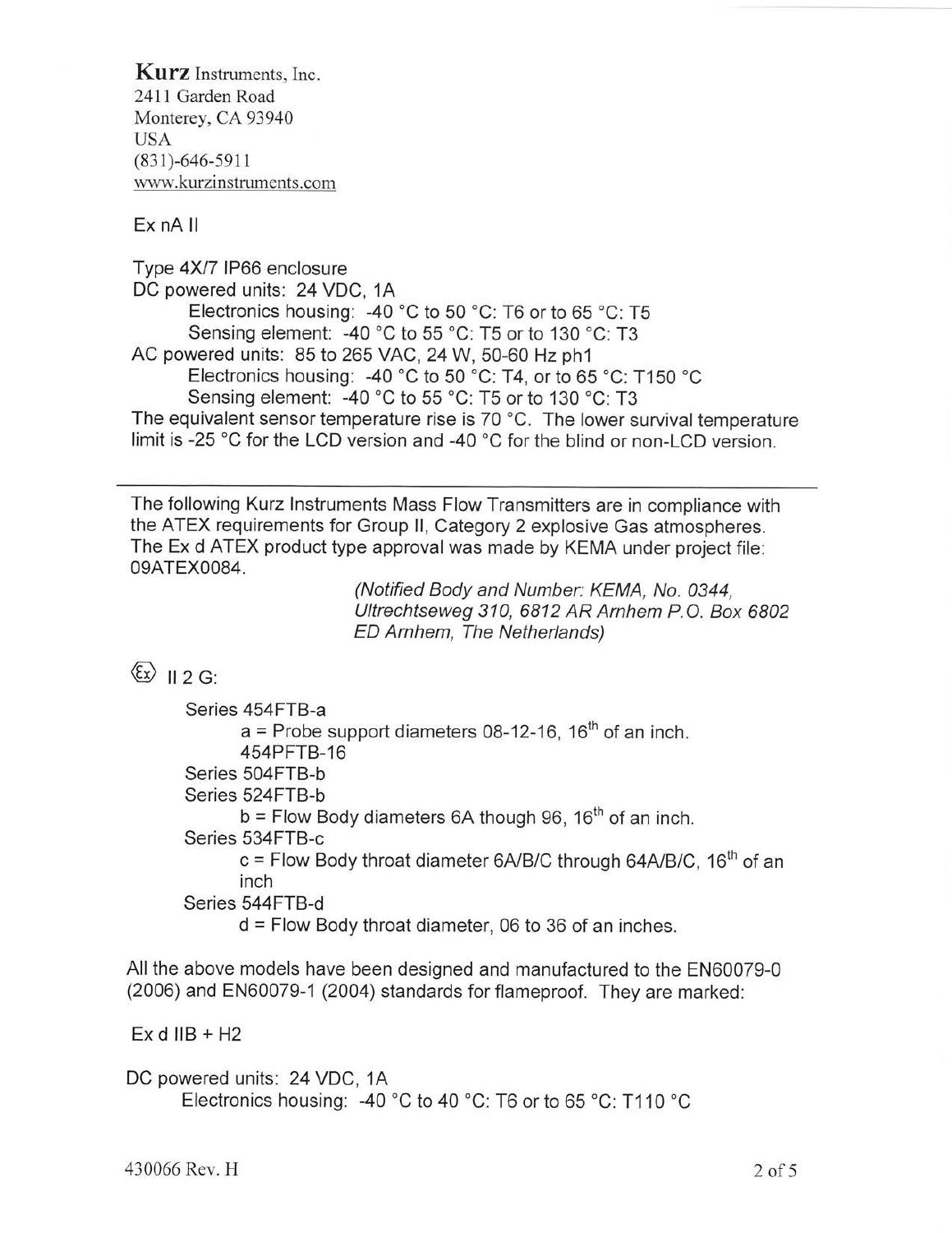**Kurz** Instruments, Inc.
2411 Garden Road
Monterey, CA 93940
USA
(831)-646-5911
www.kurzinstruments.com

Ex nA II

Type 4X/7 IP66 enclosure
DC powered units: 24 VDC, 1A
  Electronics housing: -40 °C to 50 °C: T6 or to 65 °C: T5
  Sensing element: -40 °C to 55 °C: T5 or to 130 °C: T3
AC powered units: 85 to 265 VAC, 24 W, 50-60 Hz ph1
  Electronics housing: -40 °C to 50 °C: T4, or to 65 °C: T150 °C
  Sensing element: -40 °C to 55 °C: T5 or to 130 °C: T3
The equivalent sensor temperature rise is 70 °C. The lower survival temperature limit is -25 °C for the LCD version and -40 °C for the blind or non-LCD version.

---

The following Kurz Instruments Mass Flow Transmitters are in compliance with the ATEX requirements for Group II, Category 2 explosive Gas atmospheres. The Ex d ATEX product type approval was made by KEMA under project file: 09ATEX0084.

*(Notified Body and Number: KEMA, No. 0344, Ultrechtseweg 310, 6812 AR Arnhem P.O. Box 6802 ED Arnhem, The Netherlands)*

⟨Ex⟩ II 2 G:

- Series 454FTB-a
  - a = Probe support diameters 08-12-16, 16th of an inch.
  - 454PFTB-16
- Series 504FTB-b
- Series 524FTB-b
  - b = Flow Body diameters 6A though 96, 16th of an inch.
- Series 534FTB-c
  - c = Flow Body throat diameter 6A/B/C through 64A/B/C, 16th of an inch
- Series 544FTB-d
  - d = Flow Body throat diameter, 06 to 36 of an inches.

All the above models have been designed and manufactured to the EN60079-0 (2006) and EN60079-1 (2004) standards for flameproof. They are marked:

Ex d IIB + H2

DC powered units: 24 VDC, 1A
  Electronics housing: -40 °C to 40 °C: T6 or to 65 °C: T110 °C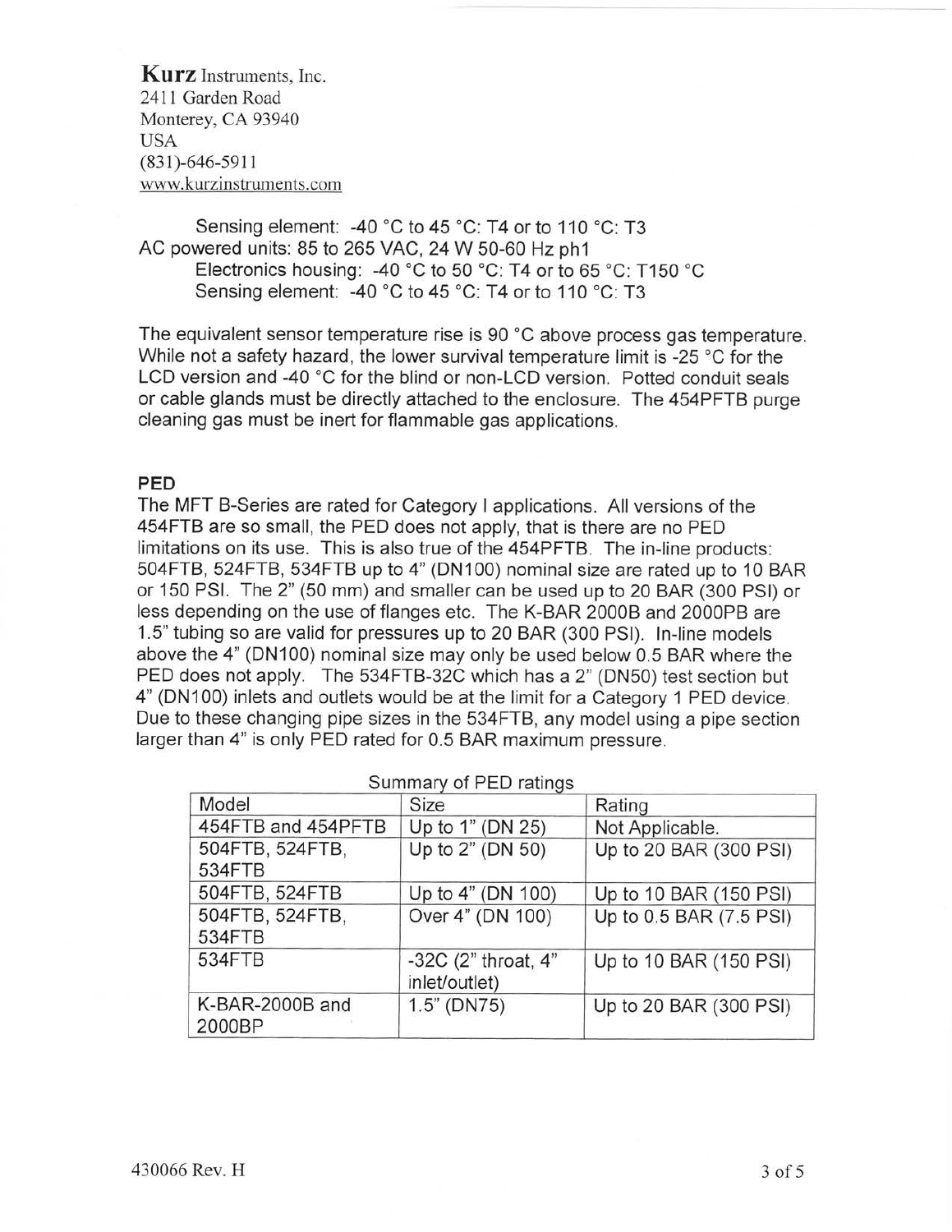**Kurz** Instruments, Inc.
2411 Garden Road
Monterey, CA 93940
USA
(831)-646-5911
www.kurzinstruments.com

Sensing element: -40 °C to 45 °C: T4 or to 110 °C: T3
AC powered units: 85 to 265 VAC, 24 W 50-60 Hz ph1
Electronics housing: -40 °C to 50 °C: T4 or to 65 °C: T150 °C
Sensing element: -40 °C to 45 °C: T4 or to 110 °C: T3

The equivalent sensor temperature rise is 90 °C above process gas temperature. While not a safety hazard, the lower survival temperature limit is -25 °C for the LCD version and -40 °C for the blind or non-LCD version. Potted conduit seals or cable glands must be directly attached to the enclosure. The 454PFTB purge cleaning gas must be inert for flammable gas applications.

## PED

The MFT B-Series are rated for Category I applications. All versions of the 454FTB are so small, the PED does not apply, that is there are no PED limitations on its use. This is also true of the 454PFTB. The in-line products: 504FTB, 524FTB, 534FTB up to 4" (DN100) nominal size are rated up to 10 BAR or 150 PSI. The 2" (50 mm) and smaller can be used up to 20 BAR (300 PSI) or less depending on the use of flanges etc. The K-BAR 2000B and 2000PB are 1.5" tubing so are valid for pressures up to 20 BAR (300 PSI). In-line models above the 4" (DN100) nominal size may only be used below 0.5 BAR where the PED does not apply. The 534FTB-32C which has a 2" (DN50) test section but 4" (DN100) inlets and outlets would be at the limit for a Category 1 PED device. Due to these changing pipe sizes in the 534FTB, any model using a pipe section larger than 4" is only PED rated for 0.5 BAR maximum pressure.

Summary of PED ratings

| Model | Size | Rating |
|---|---|---|
| 454FTB and 454PFTB | Up to 1" (DN 25) | Not Applicable. |
| 504FTB, 524FTB, 534FTB | Up to 2" (DN 50) | Up to 20 BAR (300 PSI) |
| 504FTB, 524FTB | Up to 4" (DN 100) | Up to 10 BAR (150 PSI) |
| 504FTB, 524FTB, 534FTB | Over 4" (DN 100) | Up to 0.5 BAR (7.5 PSI) |
| 534FTB | -32C (2" throat, 4" inlet/outlet) | Up to 10 BAR (150 PSI) |
| K-BAR-2000B and 2000BP | 1.5" (DN75) | Up to 20 BAR (300 PSI) |

430066 Rev. H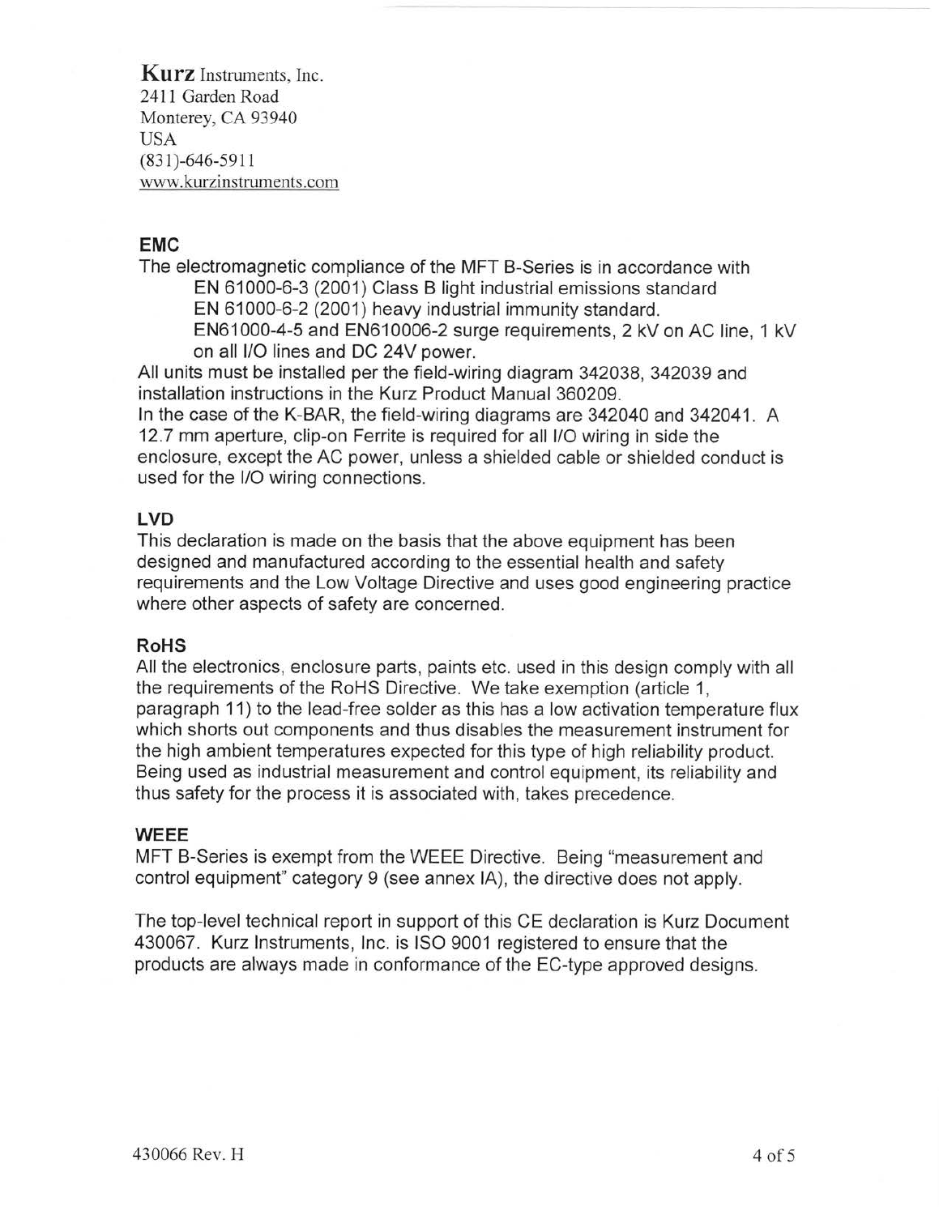**Kurz** Instruments, Inc.
2411 Garden Road
Monterey, CA 93940
USA
(831)-646-5911
www.kurzinstruments.com

**EMC**

The electromagnetic compliance of the MFT B-Series is in accordance with

EN 61000-6-3 (2001) Class B light industrial emissions standard
EN 61000-6-2 (2001) heavy industrial immunity standard.
EN61000-4-5 and EN610006-2 surge requirements, 2 kV on AC line, 1 kV on all I/O lines and DC 24V power.

All units must be installed per the field-wiring diagram 342038, 342039 and installation instructions in the Kurz Product Manual 360209.
In the case of the K-BAR, the field-wiring diagrams are 342040 and 342041. A 12.7 mm aperture, clip-on Ferrite is required for all I/O wiring in side the enclosure, except the AC power, unless a shielded cable or shielded conduct is used for the I/O wiring connections.

**LVD**

This declaration is made on the basis that the above equipment has been designed and manufactured according to the essential health and safety requirements and the Low Voltage Directive and uses good engineering practice where other aspects of safety are concerned.

**RoHS**

All the electronics, enclosure parts, paints etc. used in this design comply with all the requirements of the RoHS Directive. We take exemption (article 1, paragraph 11) to the lead-free solder as this has a low activation temperature flux which shorts out components and thus disables the measurement instrument for the high ambient temperatures expected for this type of high reliability product. Being used as industrial measurement and control equipment, its reliability and thus safety for the process it is associated with, takes precedence.

**WEEE**

MFT B-Series is exempt from the WEEE Directive. Being "measurement and control equipment" category 9 (see annex IA), the directive does not apply.

The top-level technical report in support of this CE declaration is Kurz Document 430067. Kurz Instruments, Inc. is ISO 9001 registered to ensure that the products are always made in conformance of the EC-type approved designs.

430066 Rev. H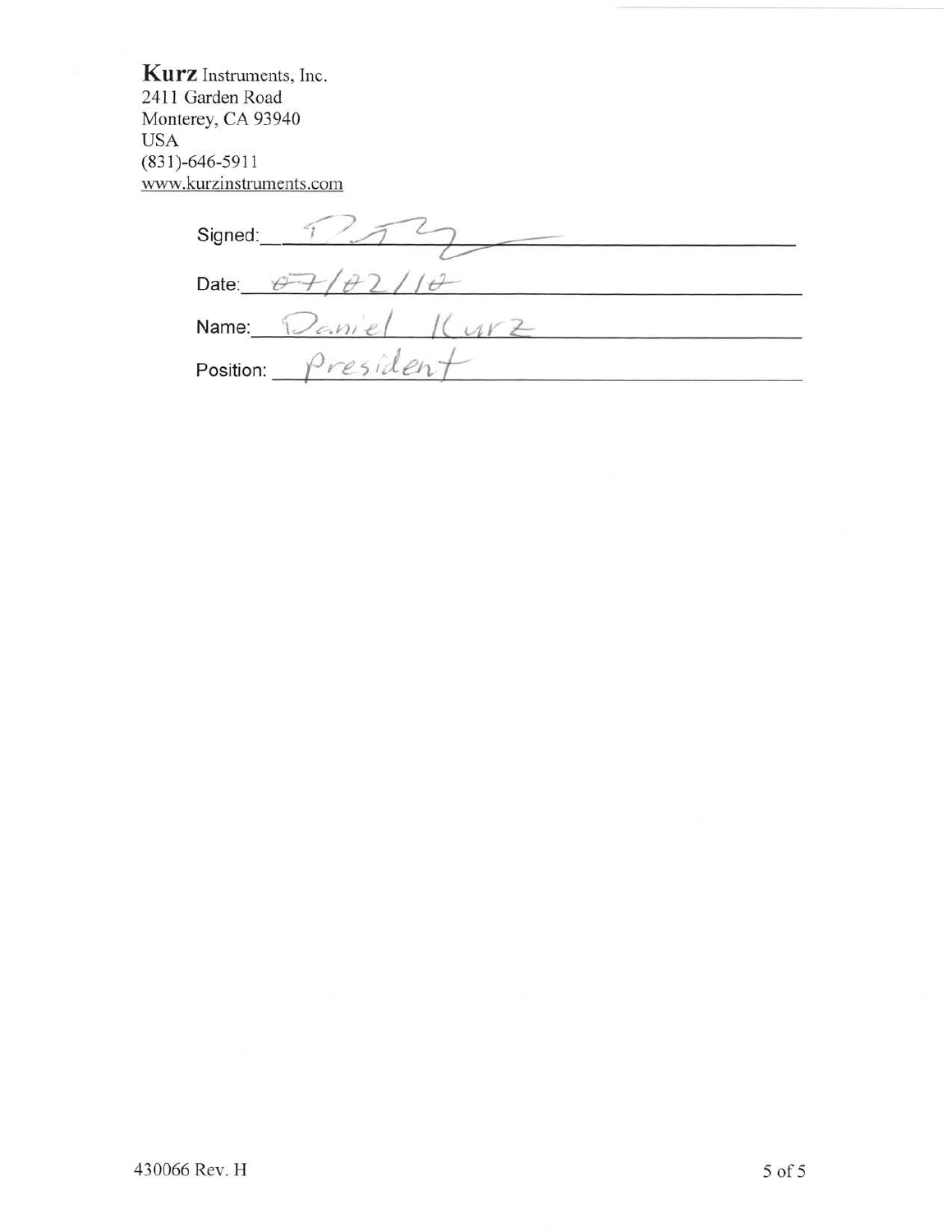**Kurz** Instruments, Inc.
2411 Garden Road
Monterey, CA 93940
USA
(831)-646-5911
www.kurzinstruments.com

Signed: ______________________

Date: 07/02/10

Name: Daniel Kurz

Position: President

430066 Rev. H